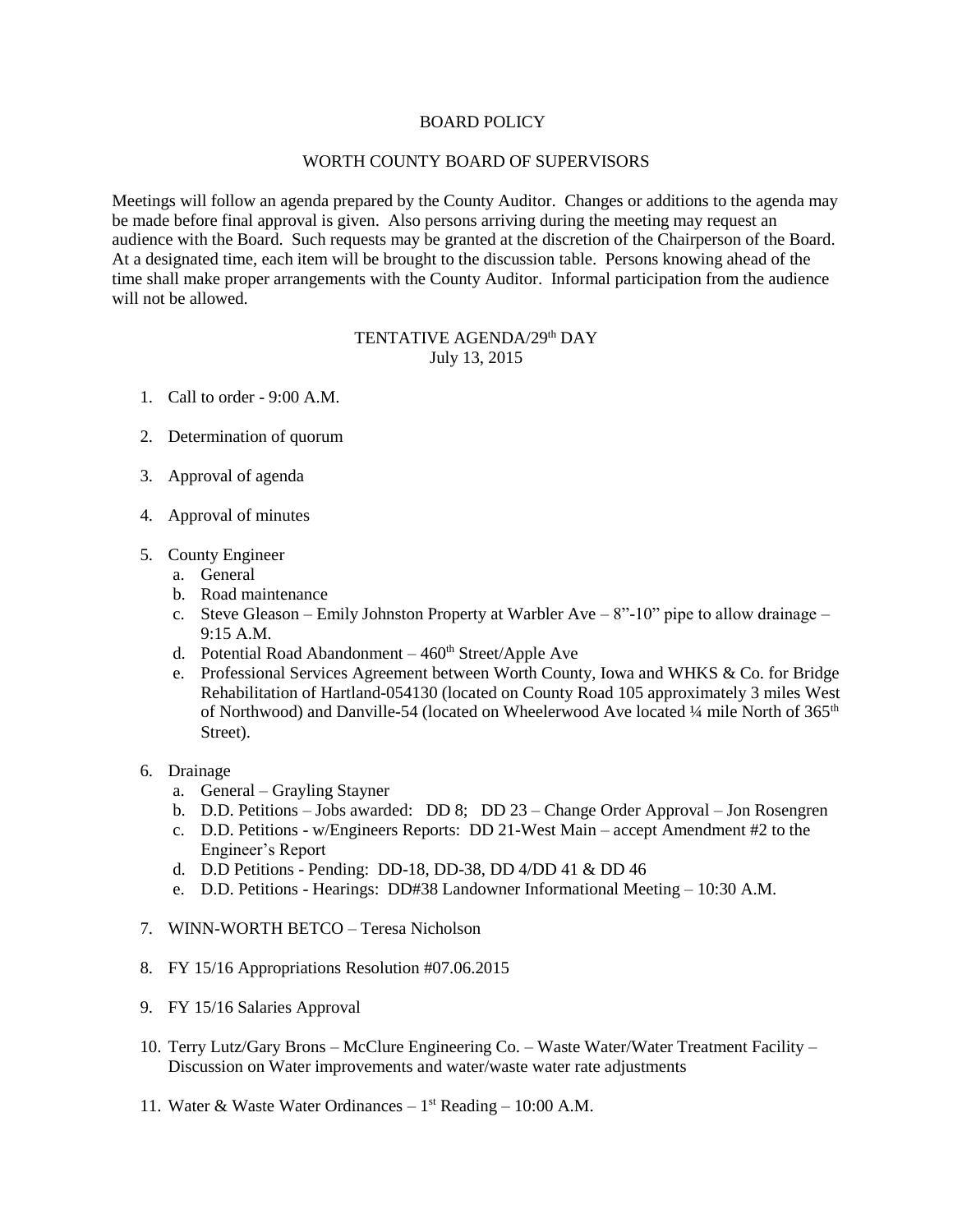# BOARD POLICY

## WORTH COUNTY BOARD OF SUPERVISORS

Meetings will follow an agenda prepared by the County Auditor. Changes or additions to the agenda may be made before final approval is given. Also persons arriving during the meeting may request an audience with the Board. Such requests may be granted at the discretion of the Chairperson of the Board. At a designated time, each item will be brought to the discussion table. Persons knowing ahead of the time shall make proper arrangements with the County Auditor. Informal participation from the audience will not be allowed.

### TENTATIVE AGENDA/29th DAY
July 13, 2015

1. Call to order - 9:00 A.M.

2. Determination of quorum

3. Approval of agenda

4. Approval of minutes

5. County Engineer
   a. General
   b. Road maintenance
   c. Steve Gleason – Emily Johnston Property at Warbler Ave – 8"-10" pipe to allow drainage – 9:15 A.M.
   d. Potential Road Abandonment – 460th Street/Apple Ave
   e. Professional Services Agreement between Worth County, Iowa and WHKS & Co. for Bridge Rehabilitation of Hartland-054130 (located on County Road 105 approximately 3 miles West of Northwood) and Danville-54 (located on Wheelerwood Ave located ¼ mile North of 365th Street).

6. Drainage
   a. General – Grayling Stayner
   b. D.D. Petitions – Jobs awarded: DD 8; DD 23 – Change Order Approval – Jon Rosengren
   c. D.D. Petitions - w/Engineers Reports: DD 21-West Main – accept Amendment #2 to the Engineer's Report
   d. D.D Petitions - Pending: DD-18, DD-38, DD 4/DD 41 & DD 46
   e. D.D. Petitions - Hearings: DD#38 Landowner Informational Meeting – 10:30 A.M.

7. WINN-WORTH BETCO – Teresa Nicholson

8. FY 15/16 Appropriations Resolution #07.06.2015

9. FY 15/16 Salaries Approval

10. Terry Lutz/Gary Brons – McClure Engineering Co. – Waste Water/Water Treatment Facility – Discussion on Water improvements and water/waste water rate adjustments

11. Water & Waste Water Ordinances – 1st Reading – 10:00 A.M.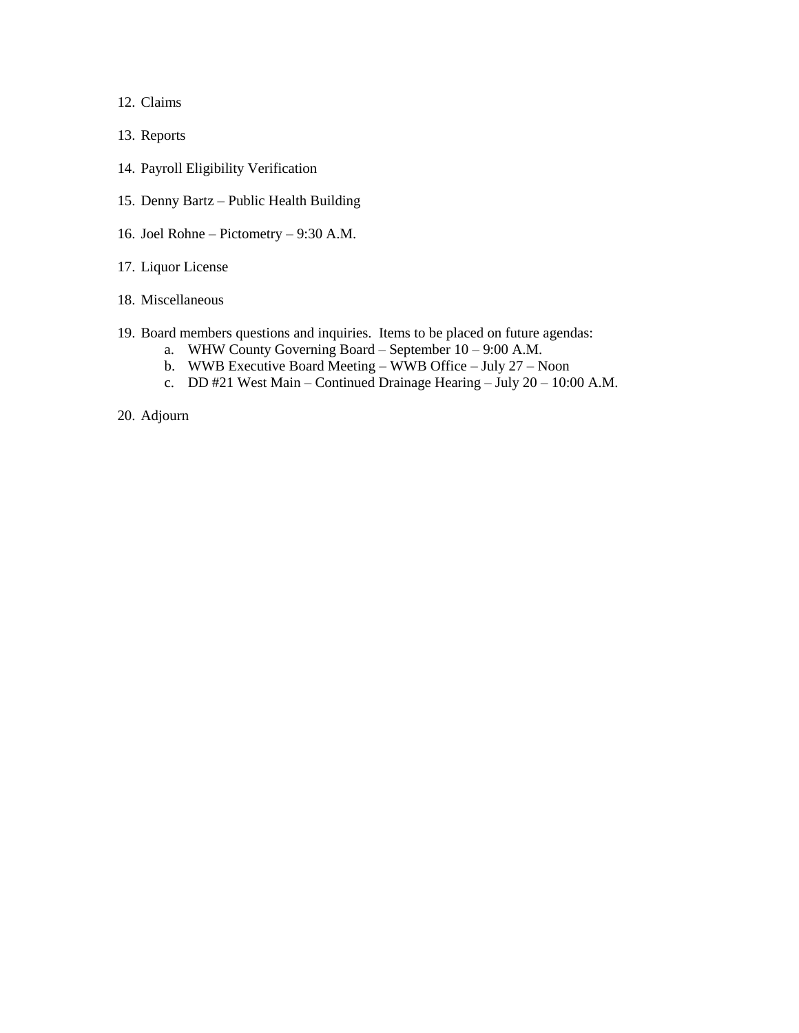12. Claims

13. Reports

14. Payroll Eligibility Verification

15. Denny Bartz – Public Health Building

16. Joel Rohne – Pictometry – 9:30 A.M.

17. Liquor License

18. Miscellaneous

19. Board members questions and inquiries. Items to be placed on future agendas:
    a. WHW County Governing Board – September 10 – 9:00 A.M.
    b. WWB Executive Board Meeting – WWB Office – July 27 – Noon
    c. DD #21 West Main – Continued Drainage Hearing – July 20 – 10:00 A.M.

20. Adjourn